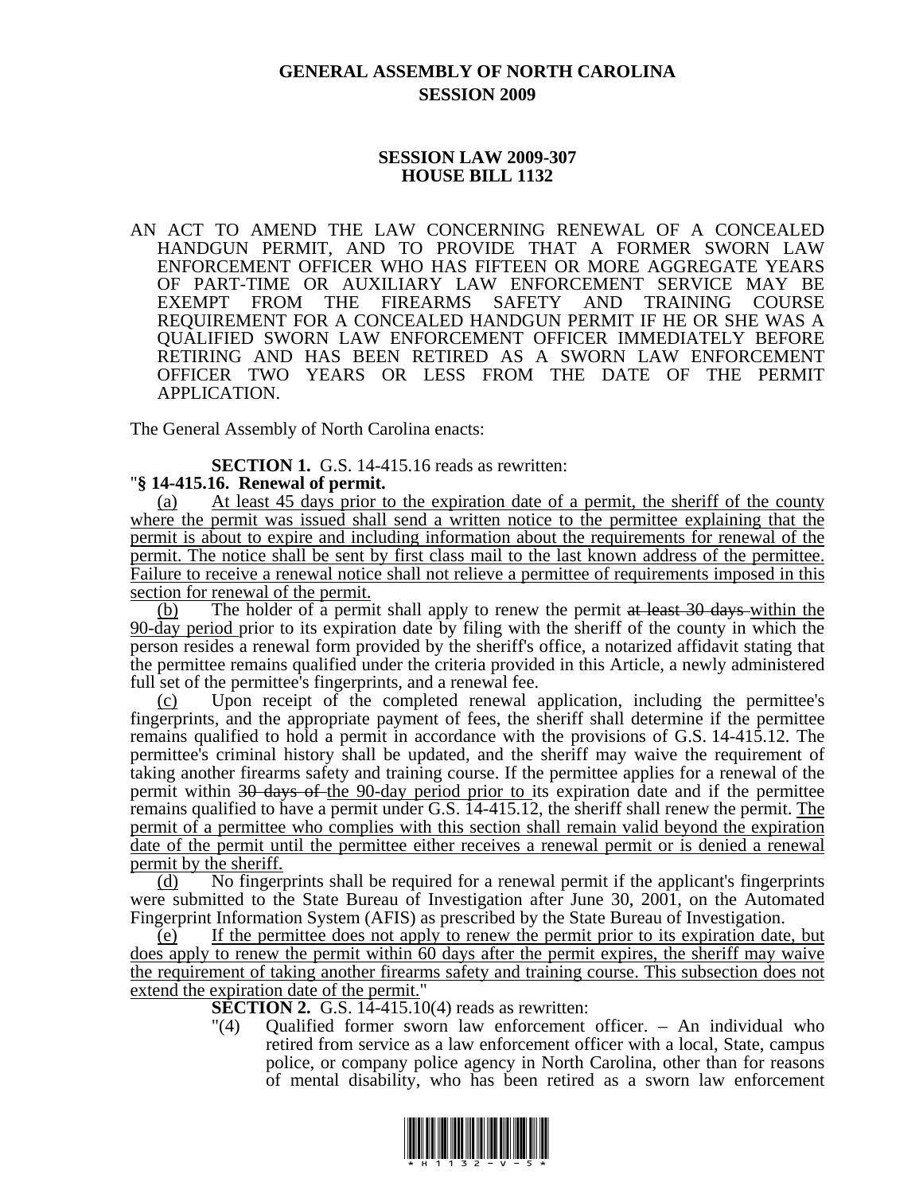# GENERAL ASSEMBLY OF NORTH CAROLINA
## SESSION 2009

### SESSION LAW 2009-307
### HOUSE BILL 1132

AN ACT TO AMEND THE LAW CONCERNING RENEWAL OF A CONCEALED HANDGUN PERMIT, AND TO PROVIDE THAT A FORMER SWORN LAW ENFORCEMENT OFFICER WHO HAS FIFTEEN OR MORE AGGREGATE YEARS OF PART-TIME OR AUXILIARY LAW ENFORCEMENT SERVICE MAY BE EXEMPT FROM THE FIREARMS SAFETY AND TRAINING COURSE REQUIREMENT FOR A CONCEALED HANDGUN PERMIT IF HE OR SHE WAS A QUALIFIED SWORN LAW ENFORCEMENT OFFICER IMMEDIATELY BEFORE RETIRING AND HAS BEEN RETIRED AS A SWORN LAW ENFORCEMENT OFFICER TWO YEARS OR LESS FROM THE DATE OF THE PERMIT APPLICATION.

The General Assembly of North Carolina enacts:

**SECTION 1.** G.S. 14-415.16 reads as rewritten:

"**§ 14-415.16. Renewal of permit.**

(a) At least 45 days prior to the expiration date of a permit, the sheriff of the county where the permit was issued shall send a written notice to the permittee explaining that the permit is about to expire and including information about the requirements for renewal of the permit. The notice shall be sent by first class mail to the last known address of the permittee. Failure to receive a renewal notice shall not relieve a permittee of requirements imposed in this section for renewal of the permit.

(b) The holder of a permit shall apply to renew the permit ~~at least 30 days~~ within the 90-day period prior to its expiration date by filing with the sheriff of the county in which the person resides a renewal form provided by the sheriff's office, a notarized affidavit stating that the permittee remains qualified under the criteria provided in this Article, a newly administered full set of the permittee's fingerprints, and a renewal fee.

(c) Upon receipt of the completed renewal application, including the permittee's fingerprints, and the appropriate payment of fees, the sheriff shall determine if the permittee remains qualified to hold a permit in accordance with the provisions of G.S. 14-415.12. The permittee's criminal history shall be updated, and the sheriff may waive the requirement of taking another firearms safety and training course. If the permittee applies for a renewal of the permit within ~~30 days of~~ the 90-day period prior to its expiration date and if the permittee remains qualified to have a permit under G.S. 14-415.12, the sheriff shall renew the permit. The permit of a permittee who complies with this section shall remain valid beyond the expiration date of the permit until the permittee either receives a renewal permit or is denied a renewal permit by the sheriff.

(d) No fingerprints shall be required for a renewal permit if the applicant's fingerprints were submitted to the State Bureau of Investigation after June 30, 2001, on the Automated Fingerprint Information System (AFIS) as prescribed by the State Bureau of Investigation.

(e) If the permittee does not apply to renew the permit prior to its expiration date, but does apply to renew the permit within 60 days after the permit expires, the sheriff may waive the requirement of taking another firearms safety and training course. This subsection does not extend the expiration date of the permit."

**SECTION 2.** G.S. 14-415.10(4) reads as rewritten:

"(4) Qualified former sworn law enforcement officer. – An individual who retired from service as a law enforcement officer with a local, State, campus police, or company police agency in North Carolina, other than for reasons of mental disability, who has been retired as a sworn law enforcement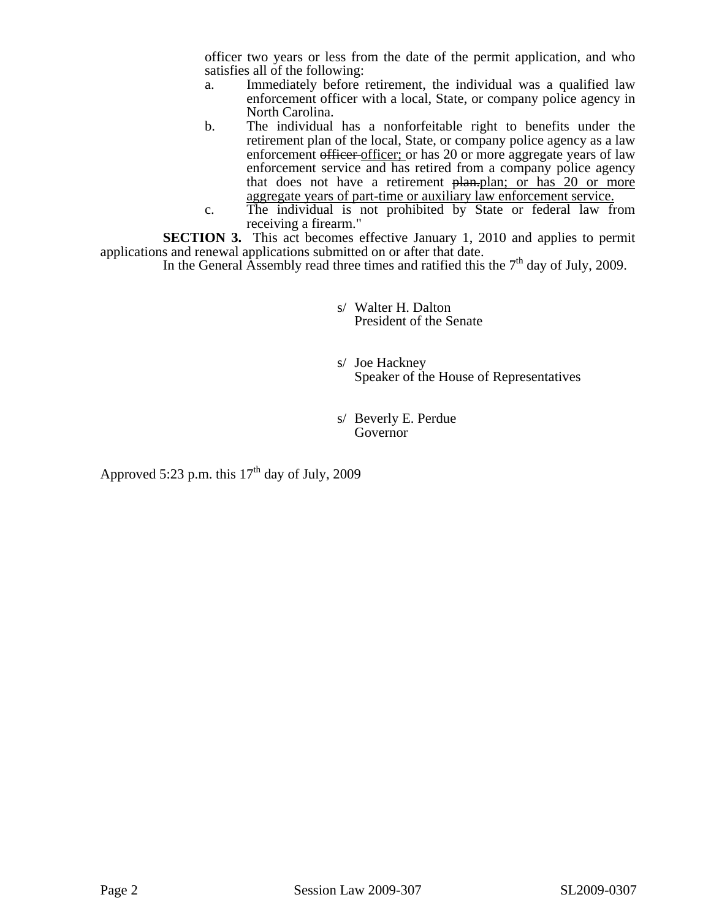officer two years or less from the date of the permit application, and who satisfies all of the following:

a. Immediately before retirement, the individual was a qualified law enforcement officer with a local, State, or company police agency in North Carolina.

b. The individual has a nonforfeitable right to benefits under the retirement plan of the local, State, or company police agency as a law enforcement ~~officer~~ officer; or has 20 or more aggregate years of law enforcement service and has retired from a company police agency that does not have a retirement ~~plan.~~plan; or has 20 or more aggregate years of part-time or auxiliary law enforcement service.

c. The individual is not prohibited by State or federal law from receiving a firearm."

**SECTION 3.** This act becomes effective January 1, 2010 and applies to permit applications and renewal applications submitted on or after that date.

In the General Assembly read three times and ratified this the 7th day of July, 2009.

s/ Walter H. Dalton
President of the Senate

s/ Joe Hackney
Speaker of the House of Representatives

s/ Beverly E. Perdue
Governor

Approved 5:23 p.m. this 17th day of July, 2009